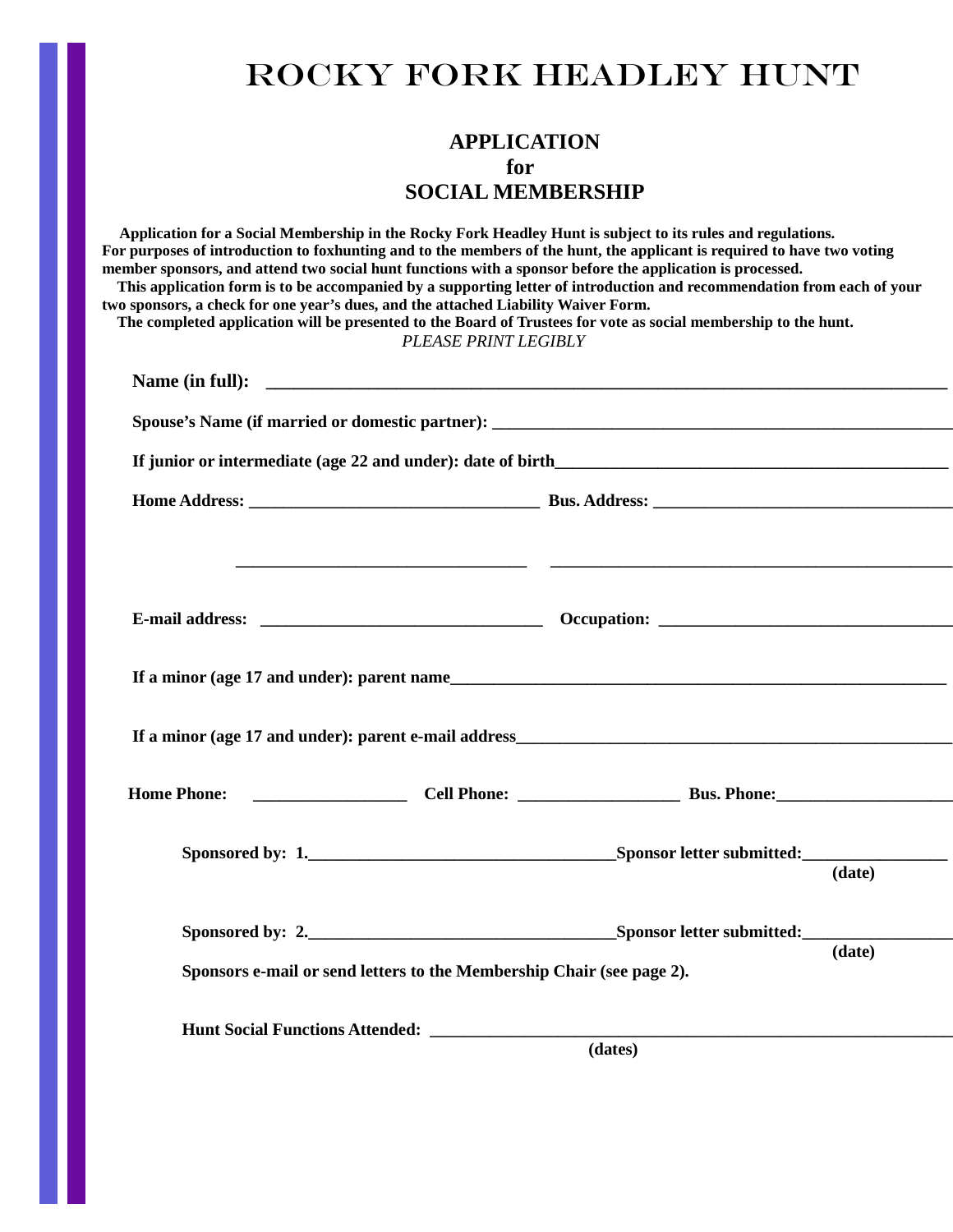# ROCKY FORK HEADLEY HUNT

## APPLICATION
## for
## SOCIAL MEMBERSHIP

**Application for a Social Membership in the Rocky Fork Headley Hunt is subject to its rules and regulations. For purposes of introduction to foxhunting and to the members of the hunt, the applicant is required to have two voting member sponsors, and attend two social hunt functions with a sponsor before the application is processed.**

**This application form is to be accompanied by a supporting letter of introduction and recommendation from each of your two sponsors, a check for one year's dues, and the attached Liability Waiver Form.**

**The completed application will be presented to the Board of Trustees for vote as social membership to the hunt.**

*PLEASE PRINT LEGIBLY*

**Name (in full):** ______________________________________________________________________________

**Spouse's Name (if married or domestic partner):** ______________________________________________________

**If junior or intermediate (age 22 and under): date of birth**_____________________________________________

**Home Address:** _________________________________ **Bus. Address:** __________________________________

_________________________________ ______________________________________________

**E-mail address:** ________________________________ **Occupation:** _________________________________

**If a minor (age 17 and under): parent name**________________________________________________________

**If a minor (age 17 and under): parent e-mail address**_________________________________________________

**Home Phone:** _________________ **Cell Phone:** __________________ **Bus. Phone:**____________________

**Sponsored by: 1.**___________________________________**Sponsor letter submitted:**_________________
**(date)**

**Sponsored by: 2.**___________________________________**Sponsor letter submitted:**_________________
**(date)**

**Sponsors e-mail or send letters to the Membership Chair (see page 2).**

**Hunt Social Functions Attended:** ____________________________________________________________
**(dates)**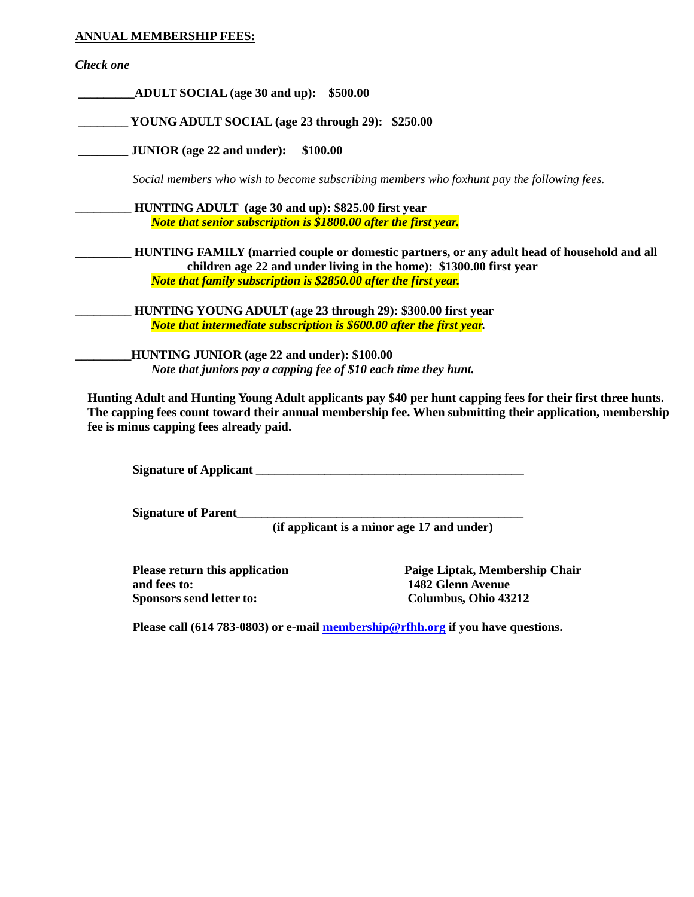**ANNUAL MEMBERSHIP FEES:**

*Check one*

_________**ADULT SOCIAL (age 30 and up): $500.00**

________ **YOUNG ADULT SOCIAL (age 23 through 29): $250.00**

________ **JUNIOR (age 22 and under): $100.00**

*Social members who wish to become subscribing members who foxhunt pay the following fees.*

_________ **HUNTING ADULT (age 30 and up): $825.00 first year**
***Note that senior subscription is $1800.00 after the first year.***

_________ **HUNTING FAMILY (married couple or domestic partners, or any adult head of household and all children age 22 and under living in the home): $1300.00 first year**
***Note that family subscription is $2850.00 after the first year.***

_________ **HUNTING YOUNG ADULT (age 23 through 29): $300.00 first year**
***Note that intermediate subscription is $600.00 after the first year.***

_________**HUNTING JUNIOR (age 22 and under): $100.00**
***Note that juniors pay a capping fee of $10 each time they hunt.***

**Hunting Adult and Hunting Young Adult applicants pay $40 per hunt capping fees for their first three hunts. The capping fees count toward their annual membership fee. When submitting their application, membership fee is minus capping fees already paid.**

**Signature of Applicant ____________________________________________**

**Signature of Parent_______________________________________________**
**(if applicant is a minor age 17 and under)**

**Please return this application and fees to:**
**Sponsors send letter to:**

**Paige Liptak, Membership Chair**
**1482 Glenn Avenue**
**Columbus, Ohio 43212**

**Please call (614 783-0803) or e-mail membership@rfhh.org if you have questions.**